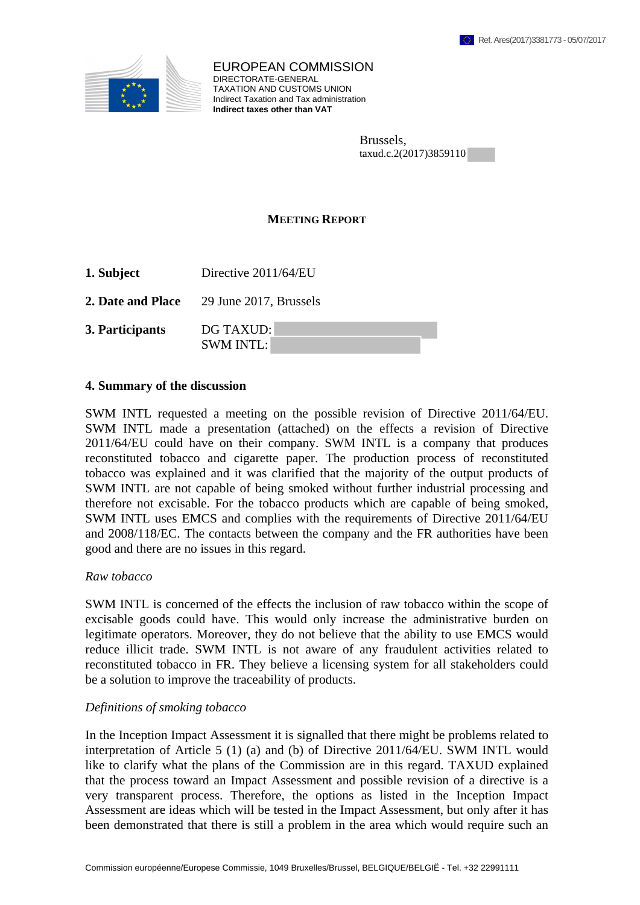Ref. Ares(2017)3381773 - 05/07/2017

EUROPEAN COMMISSION
DIRECTORATE-GENERAL
TAXATION AND CUSTOMS UNION
Indirect Taxation and Tax administration
**Indirect taxes other than VAT**

Brussels,
taxud.c.2(2017)3859110

# MEETING REPORT

| | |
|---|---|
| **1. Subject** | Directive 2011/64/EU |
| **2. Date and Place** | 29 June 2017, Brussels |
| **3. Participants** | DG TAXUD: <br> SWM INTL: |

## 4. Summary of the discussion

SWM INTL requested a meeting on the possible revision of Directive 2011/64/EU. SWM INTL made a presentation (attached) on the effects a revision of Directive 2011/64/EU could have on their company. SWM INTL is a company that produces reconstituted tobacco and cigarette paper. The production process of reconstituted tobacco was explained and it was clarified that the majority of the output products of SWM INTL are not capable of being smoked without further industrial processing and therefore not excisable. For the tobacco products which are capable of being smoked, SWM INTL uses EMCS and complies with the requirements of Directive 2011/64/EU and 2008/118/EC. The contacts between the company and the FR authorities have been good and there are no issues in this regard.

*Raw tobacco*

SWM INTL is concerned of the effects the inclusion of raw tobacco within the scope of excisable goods could have. This would only increase the administrative burden on legitimate operators. Moreover, they do not believe that the ability to use EMCS would reduce illicit trade. SWM INTL is not aware of any fraudulent activities related to reconstituted tobacco in FR. They believe a licensing system for all stakeholders could be a solution to improve the traceability of products.

*Definitions of smoking tobacco*

In the Inception Impact Assessment it is signalled that there might be problems related to interpretation of Article 5 (1) (a) and (b) of Directive 2011/64/EU. SWM INTL would like to clarify what the plans of the Commission are in this regard. TAXUD explained that the process toward an Impact Assessment and possible revision of a directive is a very transparent process. Therefore, the options as listed in the Inception Impact Assessment are ideas which will be tested in the Impact Assessment, but only after it has been demonstrated that there is still a problem in the area which would require such an

Commission européenne/Europese Commissie, 1049 Bruxelles/Brussel, BELGIQUE/BELGIË - Tel. +32 22991111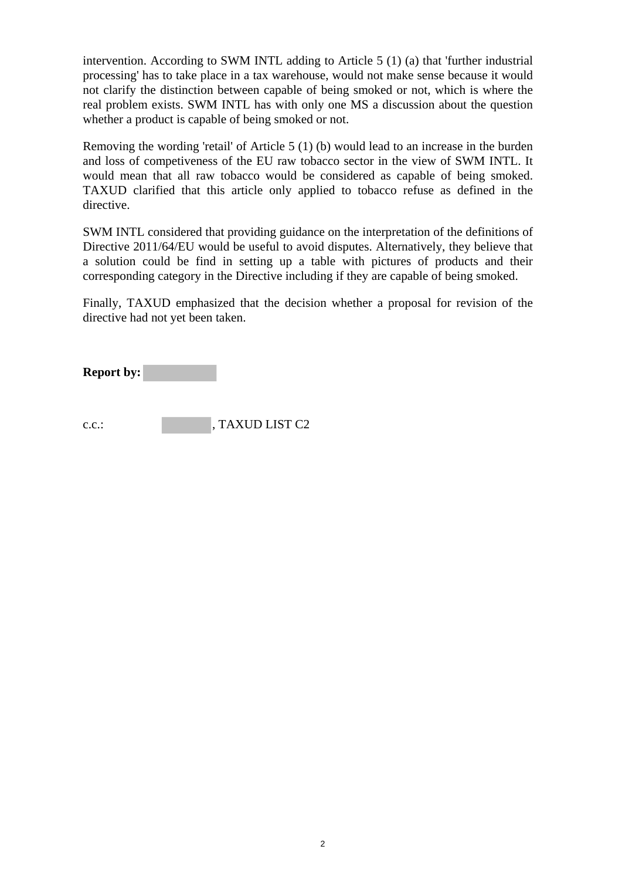intervention. According to SWM INTL adding to Article 5 (1) (a) that 'further industrial processing' has to take place in a tax warehouse, would not make sense because it would not clarify the distinction between capable of being smoked or not, which is where the real problem exists. SWM INTL has with only one MS a discussion about the question whether a product is capable of being smoked or not.

Removing the wording 'retail' of Article 5 (1) (b) would lead to an increase in the burden and loss of competiveness of the EU raw tobacco sector in the view of SWM INTL. It would mean that all raw tobacco would be considered as capable of being smoked. TAXUD clarified that this article only applied to tobacco refuse as defined in the directive.

SWM INTL considered that providing guidance on the interpretation of the definitions of Directive 2011/64/EU would be useful to avoid disputes. Alternatively, they believe that a solution could be find in setting up a table with pictures of products and their corresponding category in the Directive including if they are capable of being smoked.

Finally, TAXUD emphasized that the decision whether a proposal for revision of the directive had not yet been taken.

**Report by:**

c.c.: , TAXUD LIST C2